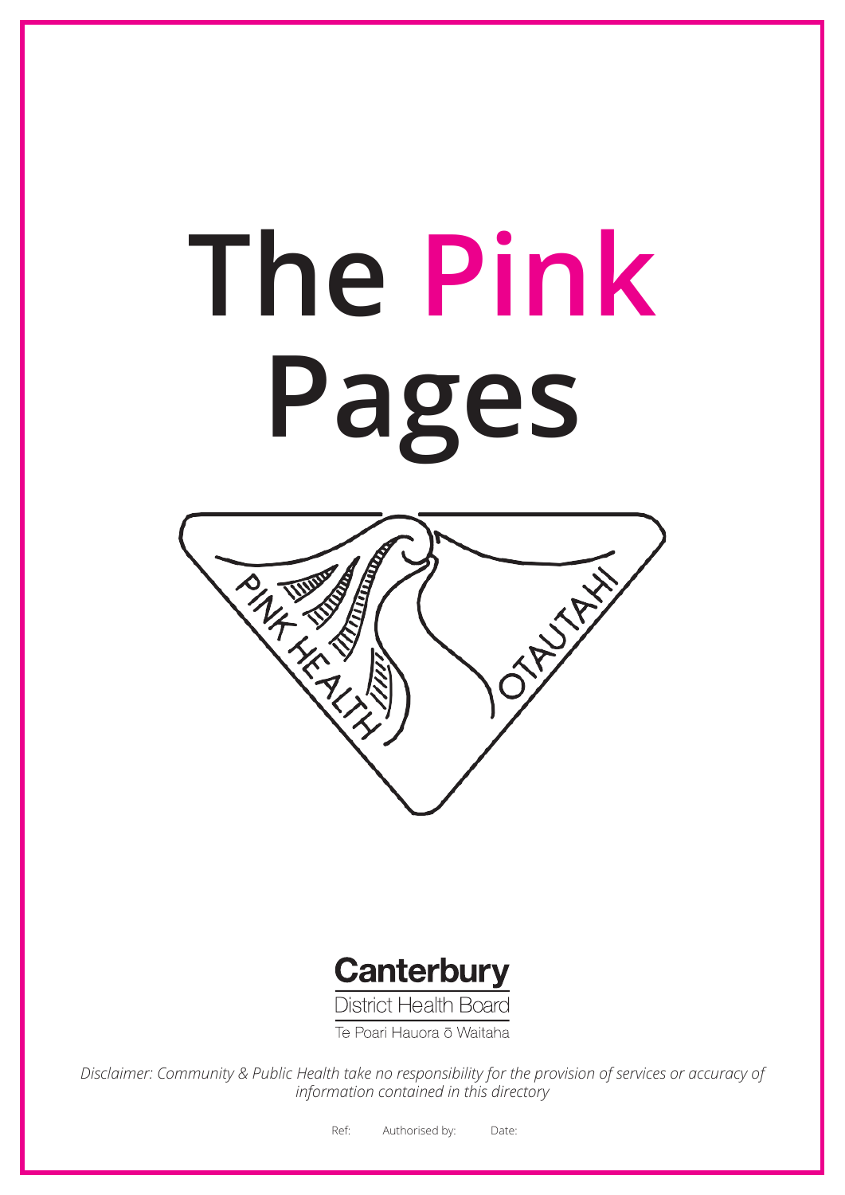# The Pink Pages

PINK HEALTH OTAUTAHI

**Canterbury**
District Health Board
Te Poari Hauora ō Waitaha

*Disclaimer: Community & Public Health take no responsibility for the provision of services or accuracy of information contained in this directory*

Ref: Authorised by: Date: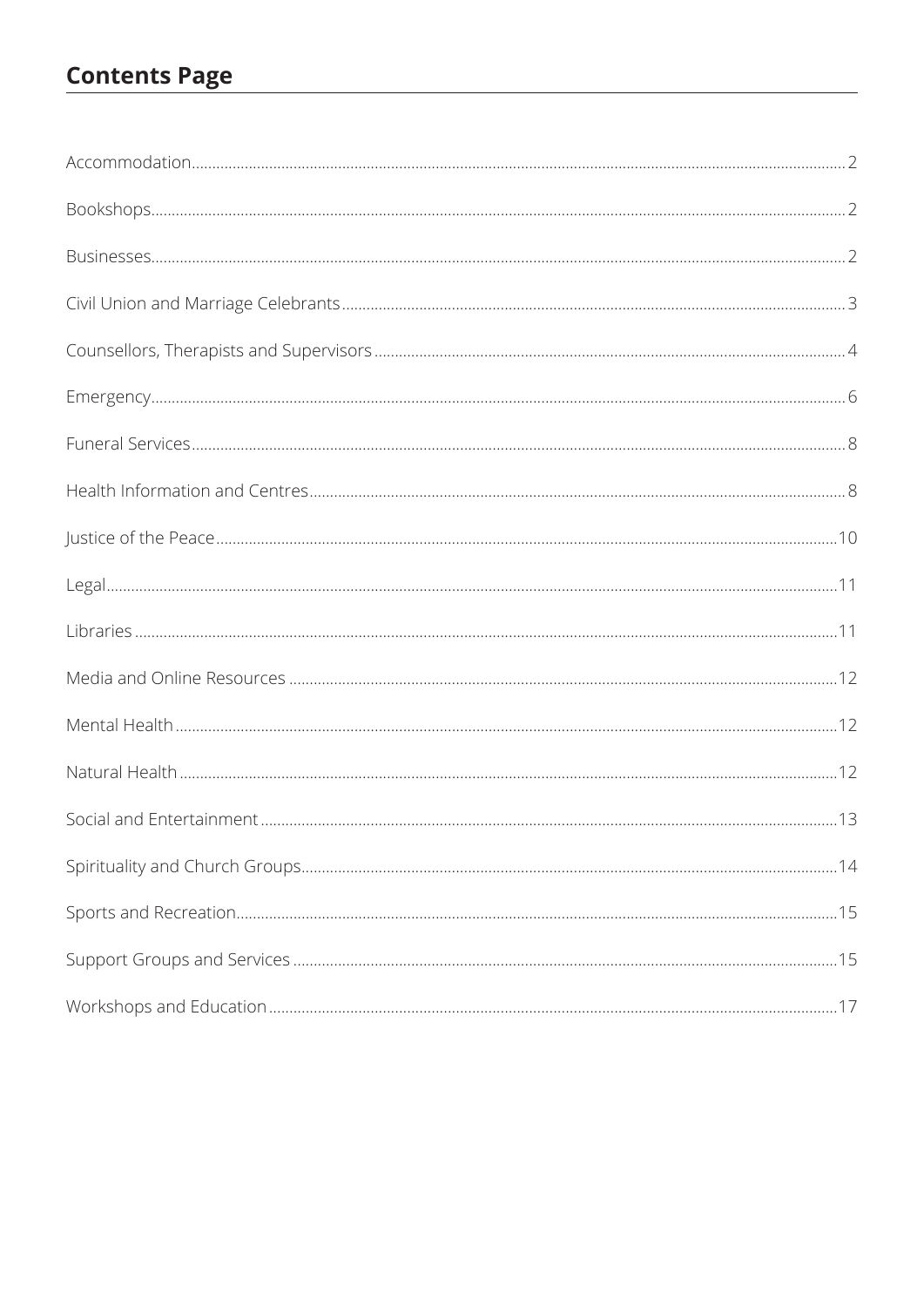## Contents Page

Accommodation......2

Bookshops......2

Businesses......2

Civil Union and Marriage Celebrants......3

Counsellors, Therapists and Supervisors......4

Emergency......6

Funeral Services......8

Health Information and Centres......8

Justice of the Peace......10

Legal......11

Libraries......11

Media and Online Resources......12

Mental Health......12

Natural Health......12

Social and Entertainment......13

Spirituality and Church Groups......14

Sports and Recreation......15

Support Groups and Services......15

Workshops and Education......17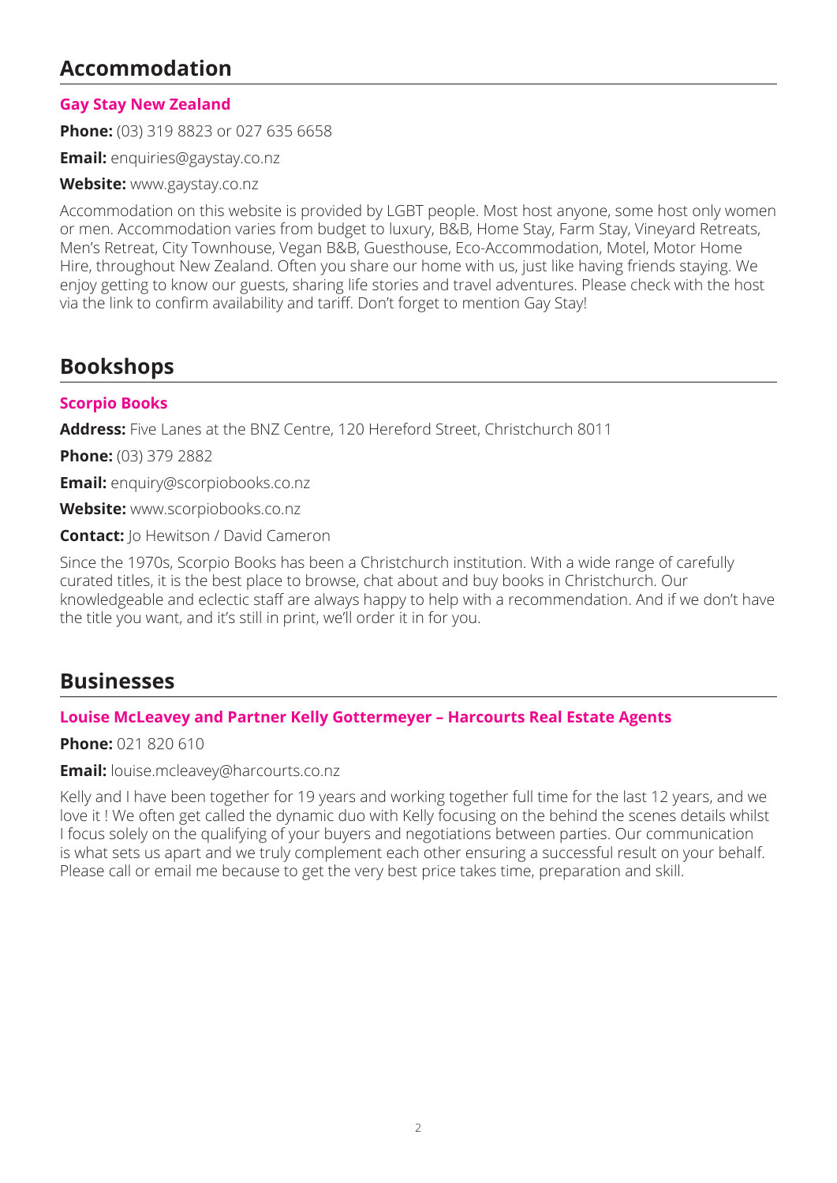## Accommodation

### Gay Stay New Zealand

**Phone:** (03) 319 8823 or 027 635 6658

**Email:** enquiries@gaystay.co.nz

**Website:** www.gaystay.co.nz

Accommodation on this website is provided by LGBT people. Most host anyone, some host only women or men. Accommodation varies from budget to luxury, B&B, Home Stay, Farm Stay, Vineyard Retreats, Men's Retreat, City Townhouse, Vegan B&B, Guesthouse, Eco-Accommodation, Motel, Motor Home Hire, throughout New Zealand. Often you share our home with us, just like having friends staying. We enjoy getting to know our guests, sharing life stories and travel adventures. Please check with the host via the link to confirm availability and tariff. Don't forget to mention Gay Stay!

## Bookshops

### Scorpio Books

**Address:** Five Lanes at the BNZ Centre, 120 Hereford Street, Christchurch 8011

**Phone:** (03) 379 2882

**Email:** enquiry@scorpiobooks.co.nz

**Website:** www.scorpiobooks.co.nz

**Contact:** Jo Hewitson / David Cameron

Since the 1970s, Scorpio Books has been a Christchurch institution. With a wide range of carefully curated titles, it is the best place to browse, chat about and buy books in Christchurch. Our knowledgeable and eclectic staff are always happy to help with a recommendation. And if we don't have the title you want, and it's still in print, we'll order it in for you.

## Businesses

### Louise McLeavey and Partner Kelly Gottermeyer – Harcourts Real Estate Agents

**Phone:** 021 820 610

**Email:** louise.mcleavey@harcourts.co.nz

Kelly and I have been together for 19 years and working together full time for the last 12 years, and we love it ! We often get called the dynamic duo with Kelly focusing on the behind the scenes details whilst I focus solely on the qualifying of your buyers and negotiations between parties. Our communication is what sets us apart and we truly complement each other ensuring a successful result on your behalf. Please call or email me because to get the very best price takes time, preparation and skill.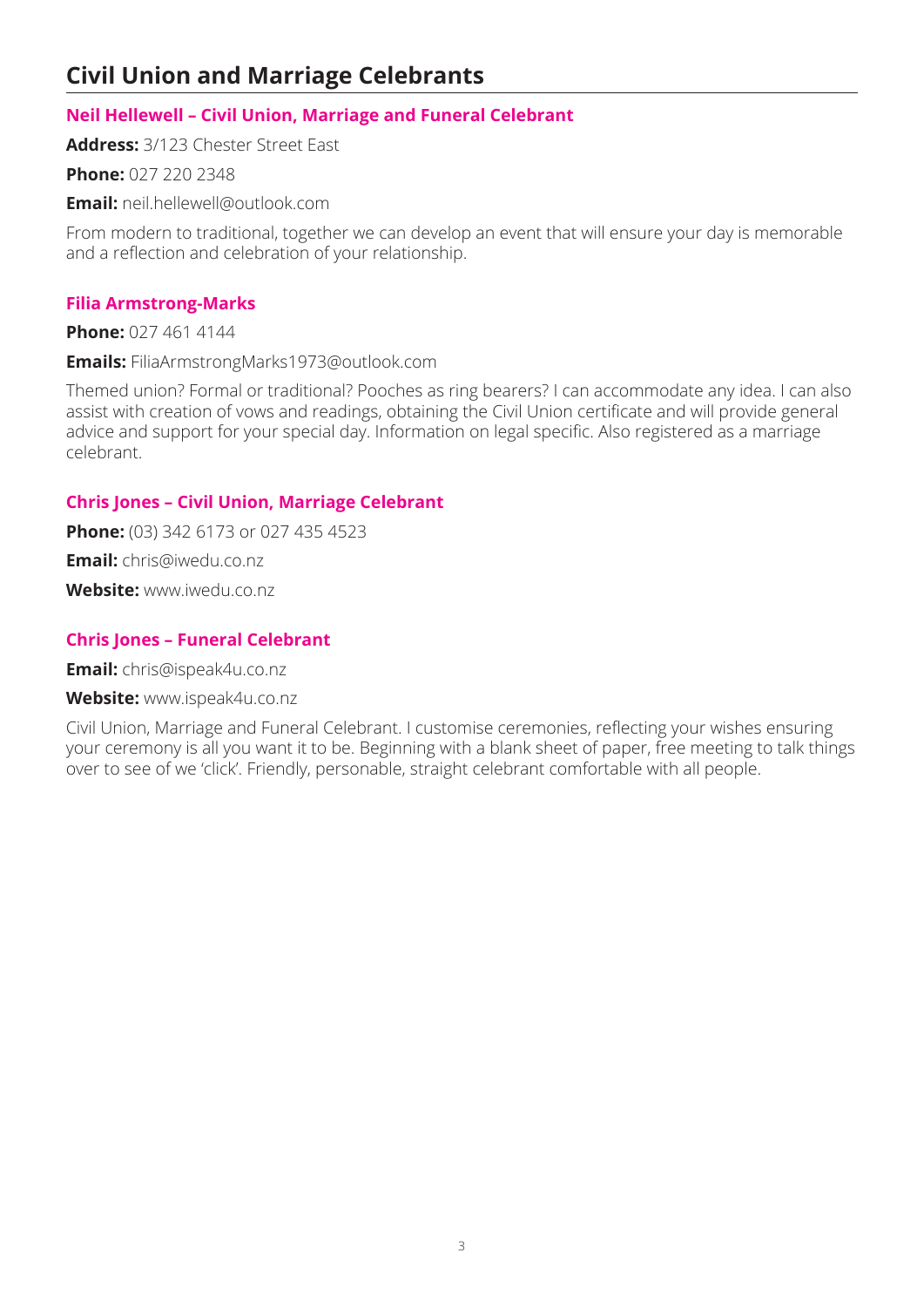# Civil Union and Marriage Celebrants

### Neil Hellewell – Civil Union, Marriage and Funeral Celebrant

**Address:** 3/123 Chester Street East

**Phone:** 027 220 2348

**Email:** neil.hellewell@outlook.com

From modern to traditional, together we can develop an event that will ensure your day is memorable and a reflection and celebration of your relationship.

### Filia Armstrong-Marks

**Phone:** 027 461 4144

**Emails:** FiliaArmstrongMarks1973@outlook.com

Themed union? Formal or traditional? Pooches as ring bearers? I can accommodate any idea. I can also assist with creation of vows and readings, obtaining the Civil Union certificate and will provide general advice and support for your special day. Information on legal specific. Also registered as a marriage celebrant.

### Chris Jones – Civil Union, Marriage Celebrant

**Phone:** (03) 342 6173 or 027 435 4523

**Email:** chris@iwedu.co.nz

**Website:** www.iwedu.co.nz

### Chris Jones – Funeral Celebrant

**Email:** chris@ispeak4u.co.nz

**Website:** www.ispeak4u.co.nz

Civil Union, Marriage and Funeral Celebrant. I customise ceremonies, reflecting your wishes ensuring your ceremony is all you want it to be. Beginning with a blank sheet of paper, free meeting to talk things over to see of we 'click'. Friendly, personable, straight celebrant comfortable with all people.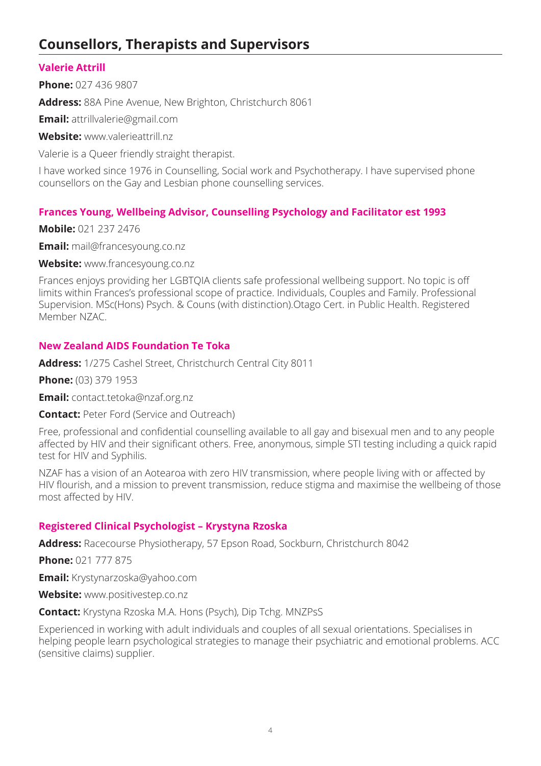## Counsellors, Therapists and Supervisors

### Valerie Attrill

**Phone:** 027 436 9807

**Address:** 88A Pine Avenue, New Brighton, Christchurch 8061

**Email:** attrillvalerie@gmail.com

**Website:** www.valerieattrill.nz

Valerie is a Queer friendly straight therapist.

I have worked since 1976 in Counselling, Social work and Psychotherapy. I have supervised phone counsellors on the Gay and Lesbian phone counselling services.

### Frances Young, Wellbeing Advisor, Counselling Psychology and Facilitator est 1993

**Mobile:** 021 237 2476

**Email:** mail@francesyoung.co.nz

**Website:** www.francesyoung.co.nz

Frances enjoys providing her LGBTQIA clients safe professional wellbeing support. No topic is off limits within Frances's professional scope of practice. Individuals, Couples and Family. Professional Supervision. MSc(Hons) Psych. & Couns (with distinction).Otago Cert. in Public Health. Registered Member NZAC.

### New Zealand AIDS Foundation Te Toka

**Address:** 1/275 Cashel Street, Christchurch Central City 8011

**Phone:** (03) 379 1953

**Email:** contact.tetoka@nzaf.org.nz

**Contact:** Peter Ford (Service and Outreach)

Free, professional and confidential counselling available to all gay and bisexual men and to any people affected by HIV and their significant others. Free, anonymous, simple STI testing including a quick rapid test for HIV and Syphilis.

NZAF has a vision of an Aotearoa with zero HIV transmission, where people living with or affected by HIV flourish, and a mission to prevent transmission, reduce stigma and maximise the wellbeing of those most affected by HIV.

### Registered Clinical Psychologist – Krystyna Rzoska

**Address:** Racecourse Physiotherapy, 57 Epson Road, Sockburn, Christchurch 8042

**Phone:** 021 777 875

**Email:** Krystynarzoska@yahoo.com

**Website:** www.positivestep.co.nz

**Contact:** Krystyna Rzoska M.A. Hons (Psych), Dip Tchg. MNZPsS

Experienced in working with adult individuals and couples of all sexual orientations. Specialises in helping people learn psychological strategies to manage their psychiatric and emotional problems. ACC (sensitive claims) supplier.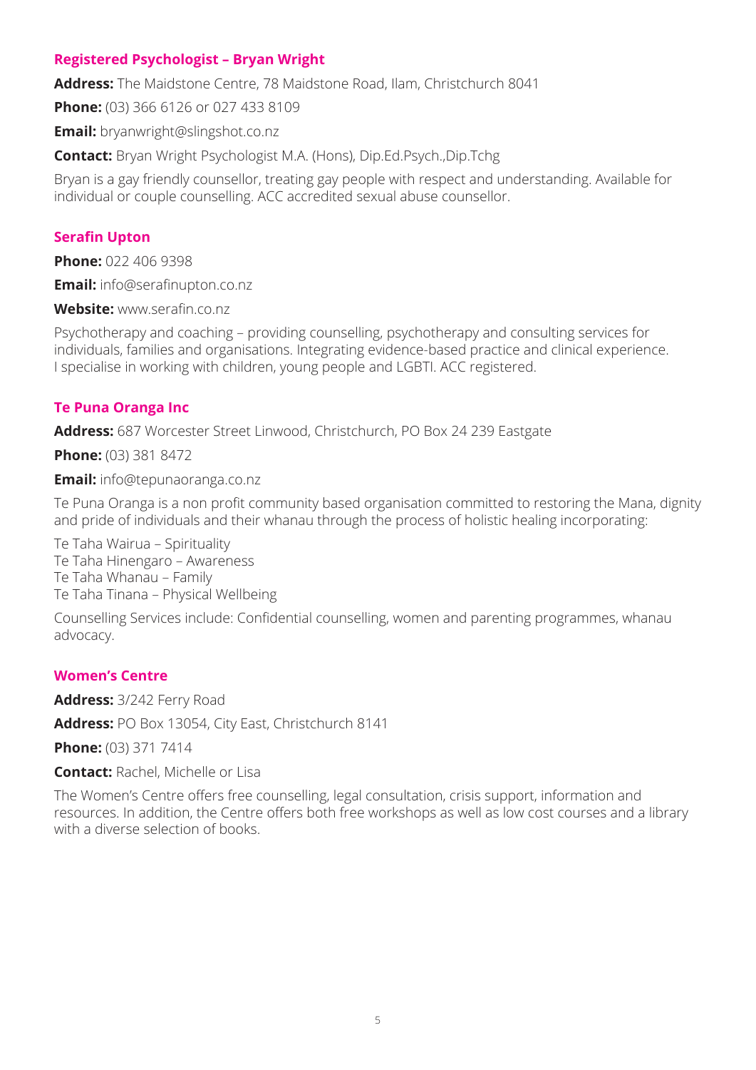### Registered Psychologist – Bryan Wright

**Address:** The Maidstone Centre, 78 Maidstone Road, Ilam, Christchurch 8041

**Phone:** (03) 366 6126 or 027 433 8109

**Email:** bryanwright@slingshot.co.nz

**Contact:** Bryan Wright Psychologist M.A. (Hons), Dip.Ed.Psych.,Dip.Tchg

Bryan is a gay friendly counsellor, treating gay people with respect and understanding. Available for individual or couple counselling. ACC accredited sexual abuse counsellor.

### Serafin Upton

**Phone:** 022 406 9398

**Email:** info@serafinupton.co.nz

**Website:** www.serafin.co.nz

Psychotherapy and coaching – providing counselling, psychotherapy and consulting services for individuals, families and organisations. Integrating evidence-based practice and clinical experience. I specialise in working with children, young people and LGBTI. ACC registered.

### Te Puna Oranga Inc

**Address:** 687 Worcester Street Linwood, Christchurch, PO Box 24 239 Eastgate

**Phone:** (03) 381 8472

**Email:** info@tepunaoranga.co.nz

Te Puna Oranga is a non profit community based organisation committed to restoring the Mana, dignity and pride of individuals and their whanau through the process of holistic healing incorporating:

Te Taha Wairua – Spirituality
Te Taha Hinengaro – Awareness
Te Taha Whanau – Family
Te Taha Tinana – Physical Wellbeing

Counselling Services include: Confidential counselling, women and parenting programmes, whanau advocacy.

### Women's Centre

**Address:** 3/242 Ferry Road

**Address:** PO Box 13054, City East, Christchurch 8141

**Phone:** (03) 371 7414

**Contact:** Rachel, Michelle or Lisa

The Women's Centre offers free counselling, legal consultation, crisis support, information and resources. In addition, the Centre offers both free workshops as well as low cost courses and a library with a diverse selection of books.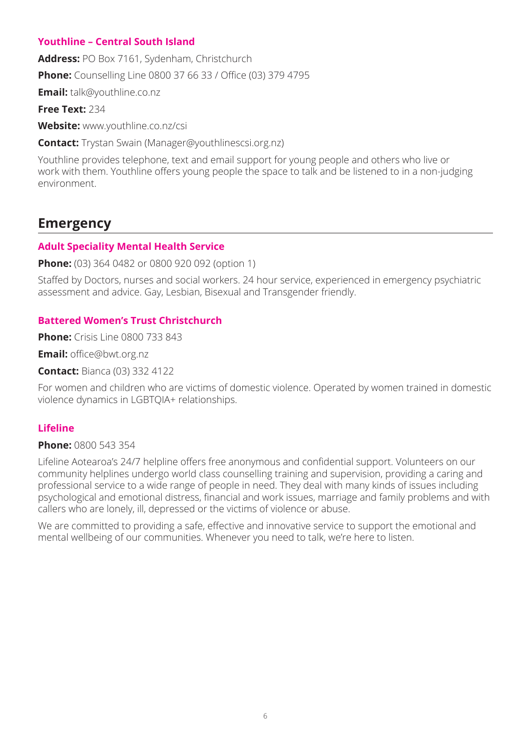### Youthline – Central South Island

**Address:** PO Box 7161, Sydenham, Christchurch

**Phone:** Counselling Line 0800 37 66 33 / Office (03) 379 4795

**Email:** talk@youthline.co.nz

**Free Text:** 234

**Website:** www.youthline.co.nz/csi

**Contact:** Trystan Swain (Manager@youthlinescsi.org.nz)

Youthline provides telephone, text and email support for young people and others who live or work with them. Youthline offers young people the space to talk and be listened to in a non-judging environment.

## Emergency

### Adult Speciality Mental Health Service

**Phone:** (03) 364 0482 or 0800 920 092 (option 1)

Staffed by Doctors, nurses and social workers. 24 hour service, experienced in emergency psychiatric assessment and advice. Gay, Lesbian, Bisexual and Transgender friendly.

### Battered Women's Trust Christchurch

**Phone:** Crisis Line 0800 733 843

**Email:** office@bwt.org.nz

**Contact:** Bianca (03) 332 4122

For women and children who are victims of domestic violence. Operated by women trained in domestic violence dynamics in LGBTQIA+ relationships.

### Lifeline

**Phone:** 0800 543 354

Lifeline Aotearoa's 24/7 helpline offers free anonymous and confidential support. Volunteers on our community helplines undergo world class counselling training and supervision, providing a caring and professional service to a wide range of people in need. They deal with many kinds of issues including psychological and emotional distress, financial and work issues, marriage and family problems and with callers who are lonely, ill, depressed or the victims of violence or abuse.

We are committed to providing a safe, effective and innovative service to support the emotional and mental wellbeing of our communities. Whenever you need to talk, we're here to listen.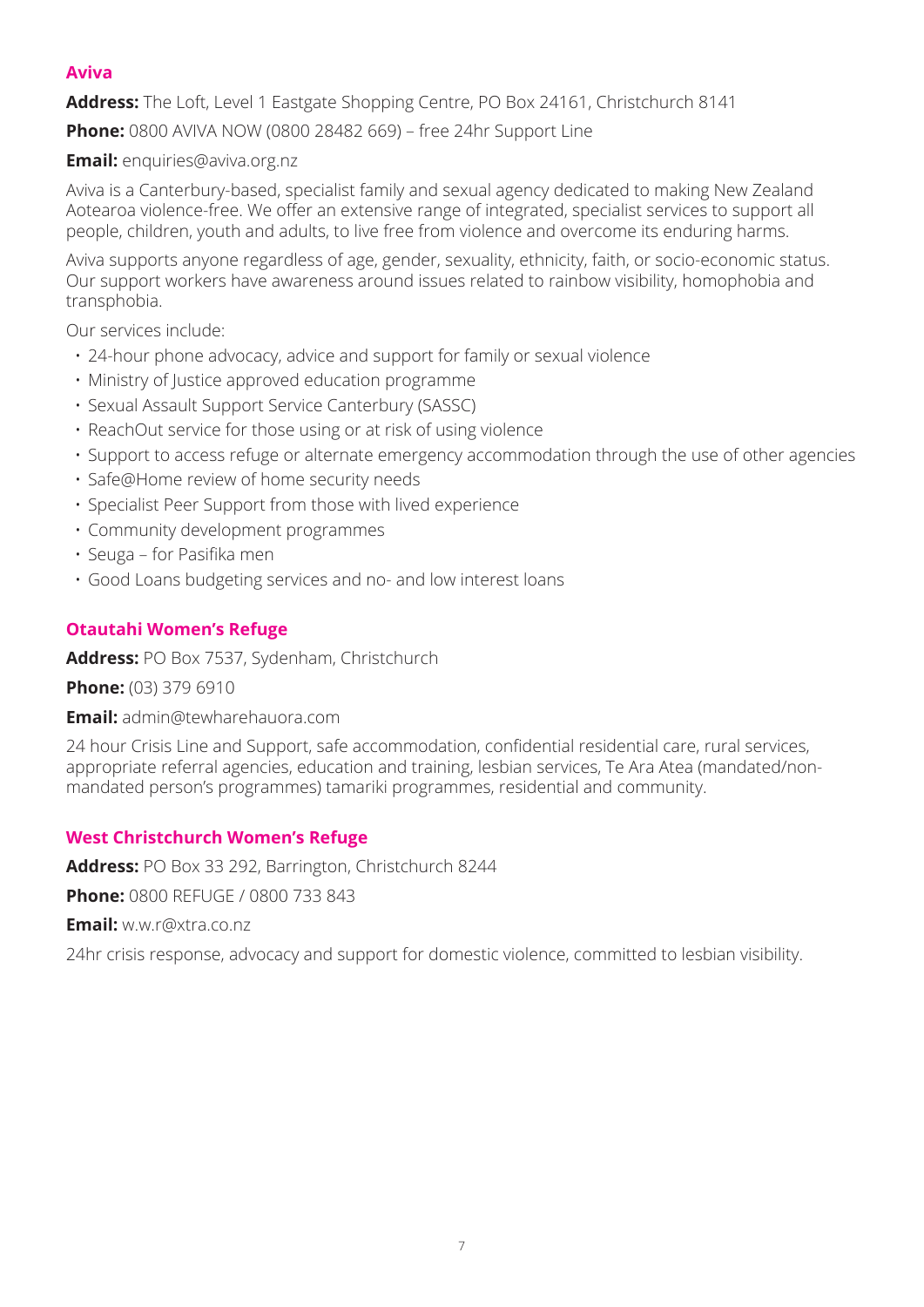### Aviva

**Address:** The Loft, Level 1 Eastgate Shopping Centre, PO Box 24161, Christchurch 8141

**Phone:** 0800 AVIVA NOW (0800 28482 669) – free 24hr Support Line

**Email:** enquiries@aviva.org.nz

Aviva is a Canterbury-based, specialist family and sexual agency dedicated to making New Zealand Aotearoa violence-free. We offer an extensive range of integrated, specialist services to support all people, children, youth and adults, to live free from violence and overcome its enduring harms.

Aviva supports anyone regardless of age, gender, sexuality, ethnicity, faith, or socio-economic status. Our support workers have awareness around issues related to rainbow visibility, homophobia and transphobia.

Our services include:

- 24-hour phone advocacy, advice and support for family or sexual violence
- Ministry of Justice approved education programme
- Sexual Assault Support Service Canterbury (SASSC)
- ReachOut service for those using or at risk of using violence
- Support to access refuge or alternate emergency accommodation through the use of other agencies
- Safe@Home review of home security needs
- Specialist Peer Support from those with lived experience
- Community development programmes
- Seuga – for Pasifika men
- Good Loans budgeting services and no- and low interest loans

### Otautahi Women's Refuge

**Address:** PO Box 7537, Sydenham, Christchurch

**Phone:** (03) 379 6910

**Email:** admin@tewharehauora.com

24 hour Crisis Line and Support, safe accommodation, confidential residential care, rural services, appropriate referral agencies, education and training, lesbian services, Te Ara Atea (mandated/non-mandated person's programmes) tamariki programmes, residential and community.

### West Christchurch Women's Refuge

**Address:** PO Box 33 292, Barrington, Christchurch 8244

**Phone:** 0800 REFUGE / 0800 733 843

**Email:** w.w.r@xtra.co.nz

24hr crisis response, advocacy and support for domestic violence, committed to lesbian visibility.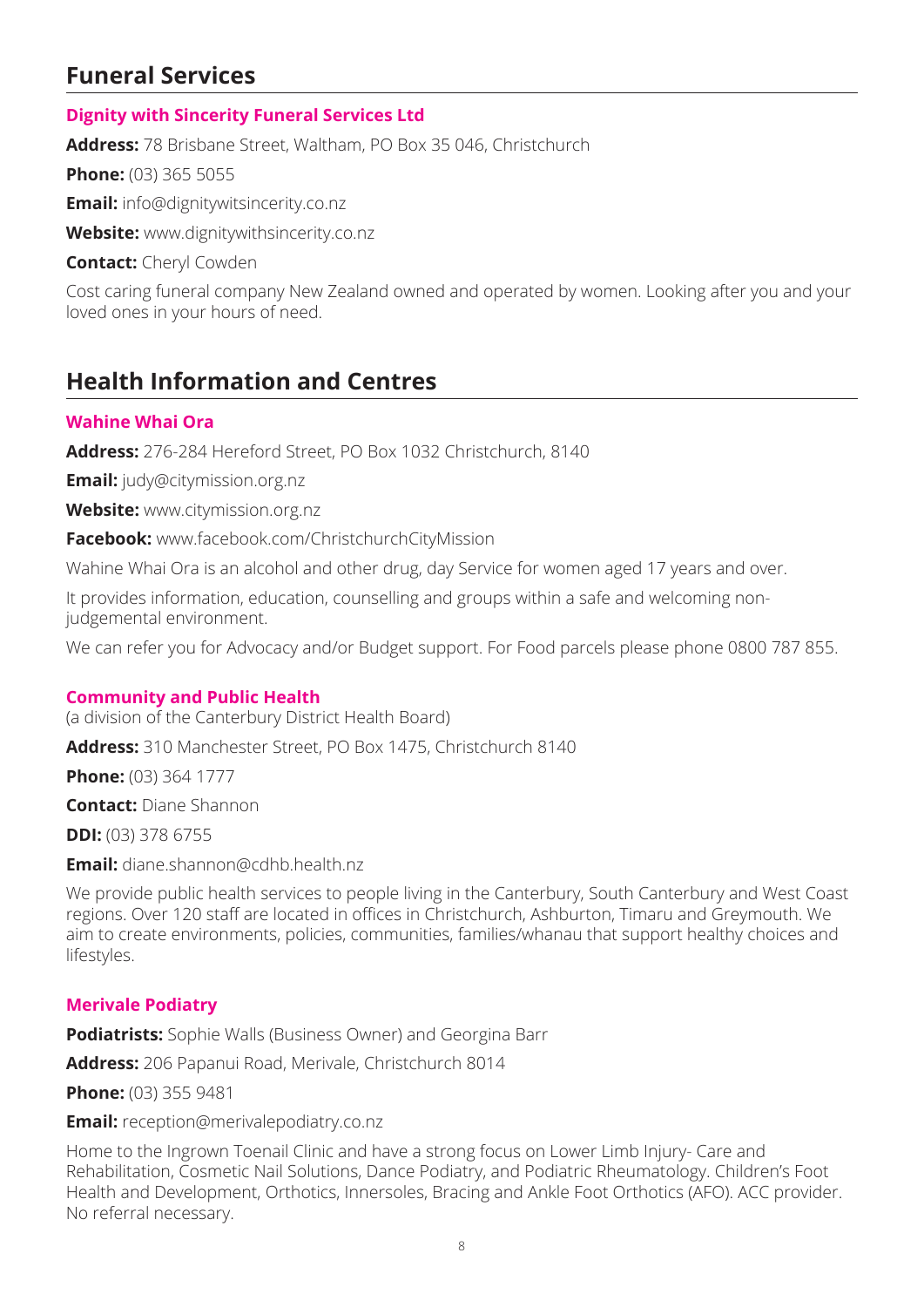## Funeral Services

### Dignity with Sincerity Funeral Services Ltd

**Address:** 78 Brisbane Street, Waltham, PO Box 35 046, Christchurch

**Phone:** (03) 365 5055

**Email:** info@dignitywitsincerity.co.nz

**Website:** www.dignitywithsincerity.co.nz

**Contact:** Cheryl Cowden

Cost caring funeral company New Zealand owned and operated by women. Looking after you and your loved ones in your hours of need.

## Health Information and Centres

### Wahine Whai Ora

**Address:** 276-284 Hereford Street, PO Box 1032 Christchurch, 8140

**Email:** judy@citymission.org.nz

**Website:** www.citymission.org.nz

**Facebook:** www.facebook.com/ChristchurchCityMission

Wahine Whai Ora is an alcohol and other drug, day Service for women aged 17 years and over.

It provides information, education, counselling and groups within a safe and welcoming non-judgemental environment.

We can refer you for Advocacy and/or Budget support. For Food parcels please phone 0800 787 855.

### Community and Public Health

(a division of the Canterbury District Health Board)

**Address:** 310 Manchester Street, PO Box 1475, Christchurch 8140

**Phone:** (03) 364 1777

**Contact:** Diane Shannon

**DDI:** (03) 378 6755

**Email:** diane.shannon@cdhb.health.nz

We provide public health services to people living in the Canterbury, South Canterbury and West Coast regions. Over 120 staff are located in offices in Christchurch, Ashburton, Timaru and Greymouth. We aim to create environments, policies, communities, families/whanau that support healthy choices and lifestyles.

### Merivale Podiatry

**Podiatrists:** Sophie Walls (Business Owner) and Georgina Barr

**Address:** 206 Papanui Road, Merivale, Christchurch 8014

**Phone:** (03) 355 9481

**Email:** reception@merivalepodiatry.co.nz

Home to the Ingrown Toenail Clinic and have a strong focus on Lower Limb Injury- Care and Rehabilitation, Cosmetic Nail Solutions, Dance Podiatry, and Podiatric Rheumatology. Children's Foot Health and Development, Orthotics, Innersoles, Bracing and Ankle Foot Orthotics (AFO). ACC provider. No referral necessary.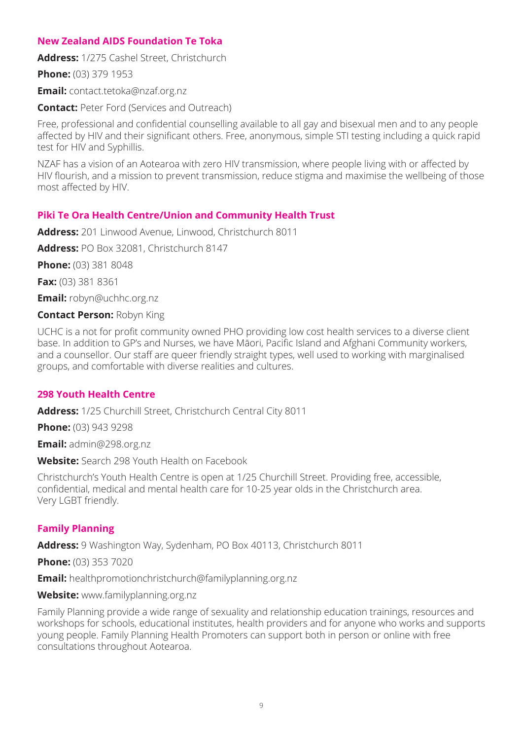### New Zealand AIDS Foundation Te Toka

**Address:** 1/275 Cashel Street, Christchurch

**Phone:** (03) 379 1953

**Email:** contact.tetoka@nzaf.org.nz

**Contact:** Peter Ford (Services and Outreach)

Free, professional and confidential counselling available to all gay and bisexual men and to any people affected by HIV and their significant others. Free, anonymous, simple STI testing including a quick rapid test for HIV and Syphillis.

NZAF has a vision of an Aotearoa with zero HIV transmission, where people living with or affected by HIV flourish, and a mission to prevent transmission, reduce stigma and maximise the wellbeing of those most affected by HIV.

### Piki Te Ora Health Centre/Union and Community Health Trust

**Address:** 201 Linwood Avenue, Linwood, Christchurch 8011

**Address:** PO Box 32081, Christchurch 8147

**Phone:** (03) 381 8048

**Fax:** (03) 381 8361

**Email:** robyn@uchhc.org.nz

**Contact Person:** Robyn King

UCHC is a not for profit community owned PHO providing low cost health services to a diverse client base. In addition to GP's and Nurses, we have Māori, Pacific Island and Afghani Community workers, and a counsellor. Our staff are queer friendly straight types, well used to working with marginalised groups, and comfortable with diverse realities and cultures.

### 298 Youth Health Centre

**Address:** 1/25 Churchill Street, Christchurch Central City 8011

**Phone:** (03) 943 9298

**Email:** admin@298.org.nz

**Website:** Search 298 Youth Health on Facebook

Christchurch's Youth Health Centre is open at 1/25 Churchill Street. Providing free, accessible, confidential, medical and mental health care for 10-25 year olds in the Christchurch area. Very LGBT friendly.

### Family Planning

**Address:** 9 Washington Way, Sydenham, PO Box 40113, Christchurch 8011

**Phone:** (03) 353 7020

**Email:** healthpromotionchristchurch@familyplanning.org.nz

**Website:** www.familyplanning.org.nz

Family Planning provide a wide range of sexuality and relationship education trainings, resources and workshops for schools, educational institutes, health providers and for anyone who works and supports young people. Family Planning Health Promoters can support both in person or online with free consultations throughout Aotearoa.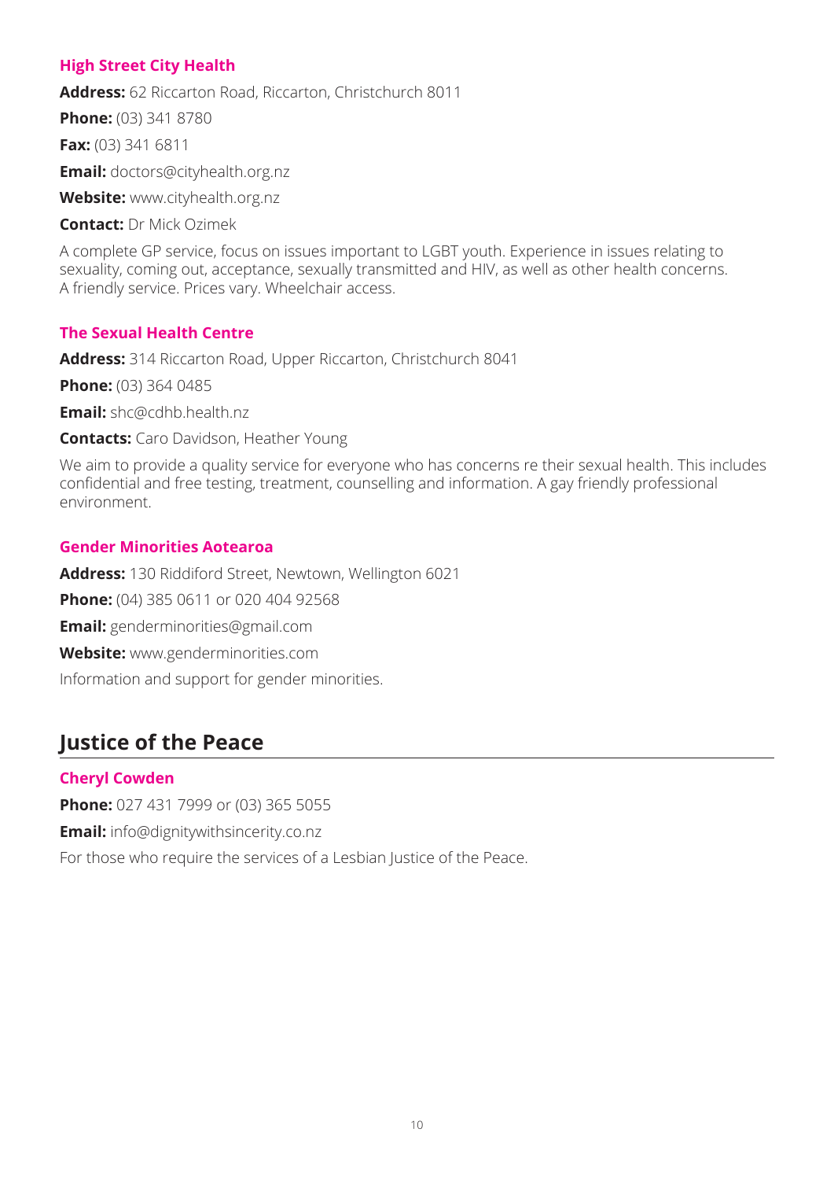### High Street City Health

**Address:** 62 Riccarton Road, Riccarton, Christchurch 8011

**Phone:** (03) 341 8780

**Fax:** (03) 341 6811

**Email:** doctors@cityhealth.org.nz

**Website:** www.cityhealth.org.nz

**Contact:** Dr Mick Ozimek

A complete GP service, focus on issues important to LGBT youth. Experience in issues relating to sexuality, coming out, acceptance, sexually transmitted and HIV, as well as other health concerns. A friendly service. Prices vary. Wheelchair access.

### The Sexual Health Centre

**Address:** 314 Riccarton Road, Upper Riccarton, Christchurch 8041

**Phone:** (03) 364 0485

**Email:** shc@cdhb.health.nz

**Contacts:** Caro Davidson, Heather Young

We aim to provide a quality service for everyone who has concerns re their sexual health. This includes confidential and free testing, treatment, counselling and information. A gay friendly professional environment.

### Gender Minorities Aotearoa

**Address:** 130 Riddiford Street, Newtown, Wellington 6021

**Phone:** (04) 385 0611 or 020 404 92568

**Email:** genderminorities@gmail.com

**Website:** www.genderminorities.com

Information and support for gender minorities.

## Justice of the Peace

### Cheryl Cowden

**Phone:** 027 431 7999 or (03) 365 5055

**Email:** info@dignitywithsincerity.co.nz

For those who require the services of a Lesbian Justice of the Peace.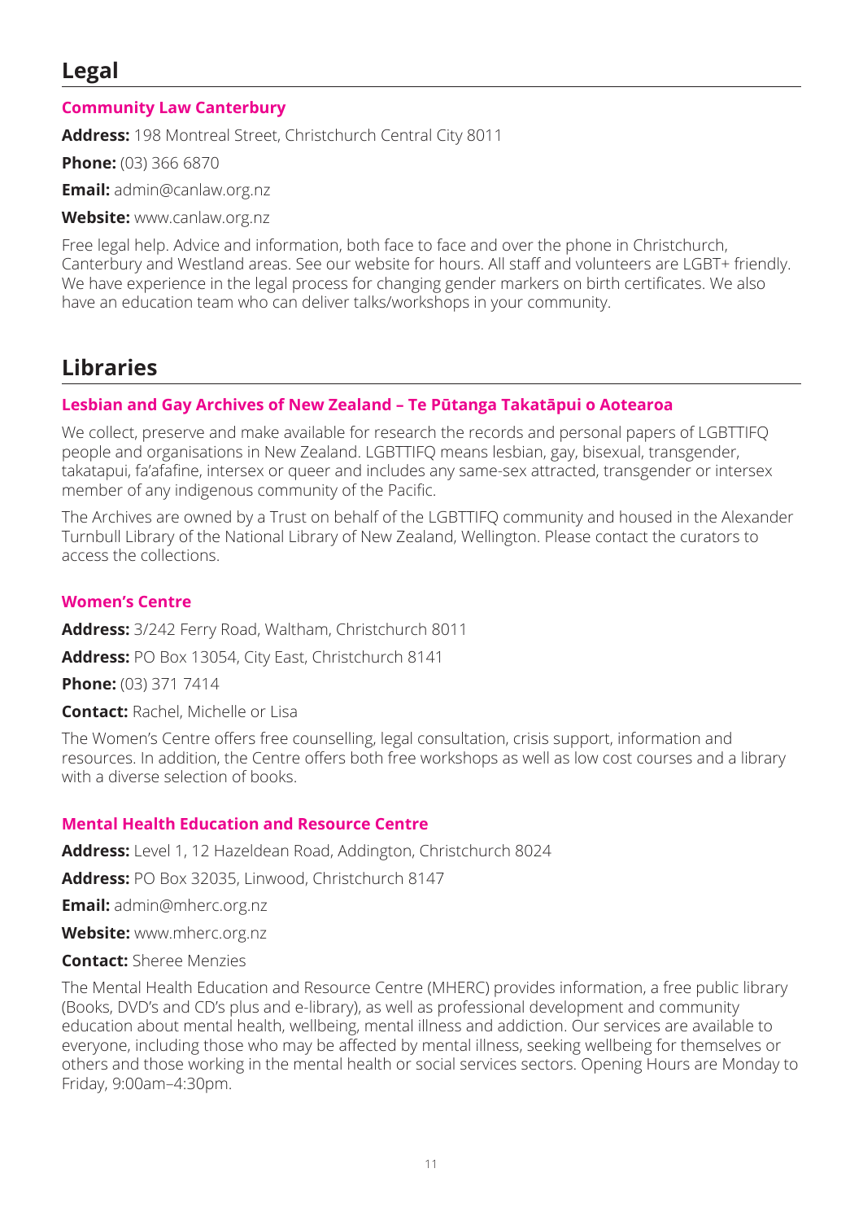## Legal

### Community Law Canterbury

**Address:** 198 Montreal Street, Christchurch Central City 8011

**Phone:** (03) 366 6870

**Email:** admin@canlaw.org.nz

**Website:** www.canlaw.org.nz

Free legal help. Advice and information, both face to face and over the phone in Christchurch, Canterbury and Westland areas. See our website for hours. All staff and volunteers are LGBT+ friendly. We have experience in the legal process for changing gender markers on birth certificates. We also have an education team who can deliver talks/workshops in your community.

## Libraries

### Lesbian and Gay Archives of New Zealand – Te Pūtanga Takatāpui o Aotearoa

We collect, preserve and make available for research the records and personal papers of LGBTTIFQ people and organisations in New Zealand. LGBTTIFQ means lesbian, gay, bisexual, transgender, takatapui, fa'afafine, intersex or queer and includes any same-sex attracted, transgender or intersex member of any indigenous community of the Pacific.

The Archives are owned by a Trust on behalf of the LGBTTIFQ community and housed in the Alexander Turnbull Library of the National Library of New Zealand, Wellington. Please contact the curators to access the collections.

### Women's Centre

**Address:** 3/242 Ferry Road, Waltham, Christchurch 8011

**Address:** PO Box 13054, City East, Christchurch 8141

**Phone:** (03) 371 7414

**Contact:** Rachel, Michelle or Lisa

The Women's Centre offers free counselling, legal consultation, crisis support, information and resources. In addition, the Centre offers both free workshops as well as low cost courses and a library with a diverse selection of books.

### Mental Health Education and Resource Centre

**Address:** Level 1, 12 Hazeldean Road, Addington, Christchurch 8024

**Address:** PO Box 32035, Linwood, Christchurch 8147

**Email:** admin@mherc.org.nz

**Website:** www.mherc.org.nz

**Contact:** Sheree Menzies

The Mental Health Education and Resource Centre (MHERC) provides information, a free public library (Books, DVD's and CD's plus and e-library), as well as professional development and community education about mental health, wellbeing, mental illness and addiction. Our services are available to everyone, including those who may be affected by mental illness, seeking wellbeing for themselves or others and those working in the mental health or social services sectors. Opening Hours are Monday to Friday, 9:00am–4:30pm.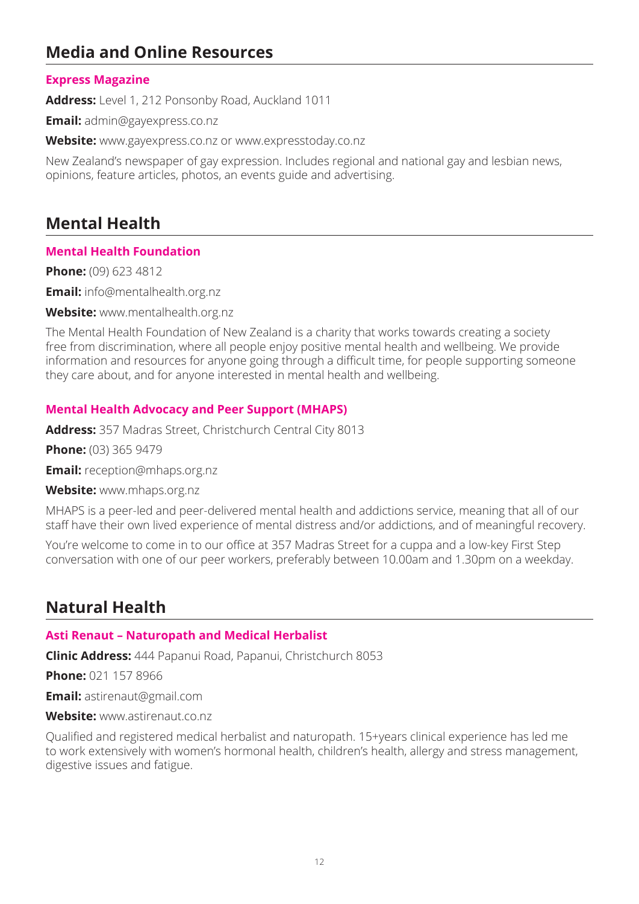## Media and Online Resources

### Express Magazine

**Address:** Level 1, 212 Ponsonby Road, Auckland 1011

**Email:** admin@gayexpress.co.nz

**Website:** www.gayexpress.co.nz or www.expresstoday.co.nz

New Zealand's newspaper of gay expression. Includes regional and national gay and lesbian news, opinions, feature articles, photos, an events guide and advertising.

## Mental Health

### Mental Health Foundation

**Phone:** (09) 623 4812

**Email:** info@mentalhealth.org.nz

**Website:** www.mentalhealth.org.nz

The Mental Health Foundation of New Zealand is a charity that works towards creating a society free from discrimination, where all people enjoy positive mental health and wellbeing. We provide information and resources for anyone going through a difficult time, for people supporting someone they care about, and for anyone interested in mental health and wellbeing.

### Mental Health Advocacy and Peer Support (MHAPS)

**Address:** 357 Madras Street, Christchurch Central City 8013

**Phone:** (03) 365 9479

**Email:** reception@mhaps.org.nz

**Website:** www.mhaps.org.nz

MHAPS is a peer-led and peer-delivered mental health and addictions service, meaning that all of our staff have their own lived experience of mental distress and/or addictions, and of meaningful recovery.

You're welcome to come in to our office at 357 Madras Street for a cuppa and a low-key First Step conversation with one of our peer workers, preferably between 10.00am and 1.30pm on a weekday.

## Natural Health

### Asti Renaut – Naturopath and Medical Herbalist

**Clinic Address:** 444 Papanui Road, Papanui, Christchurch 8053

**Phone:** 021 157 8966

**Email:** astirenaut@gmail.com

**Website:** www.astirenaut.co.nz

Qualified and registered medical herbalist and naturopath. 15+years clinical experience has led me to work extensively with women's hormonal health, children's health, allergy and stress management, digestive issues and fatigue.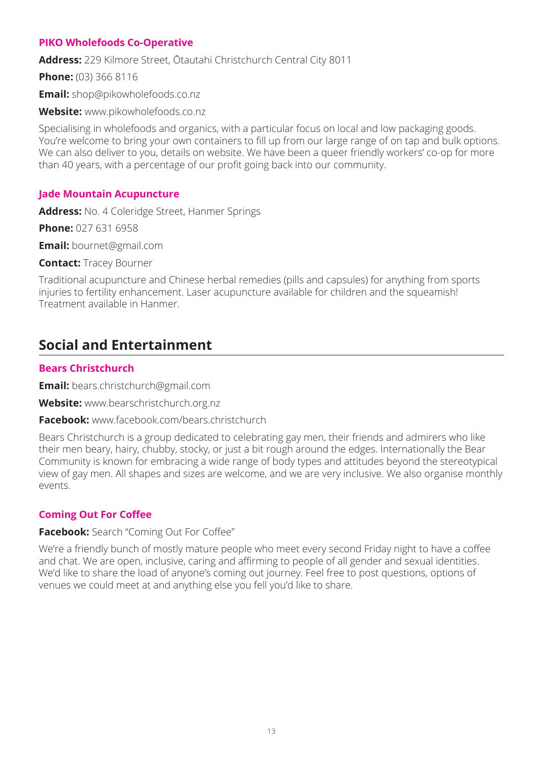### PIKO Wholefoods Co-Operative

**Address:** 229 Kilmore Street, Ōtautahi Christchurch Central City 8011

**Phone:** (03) 366 8116

**Email:** shop@pikowholefoods.co.nz

**Website:** www.pikowholefoods.co.nz

Specialising in wholefoods and organics, with a particular focus on local and low packaging goods. You're welcome to bring your own containers to fill up from our large range of on tap and bulk options. We can also deliver to you, details on website. We have been a queer friendly workers' co-op for more than 40 years, with a percentage of our profit going back into our community.

### Jade Mountain Acupuncture

**Address:** No. 4 Coleridge Street, Hanmer Springs

**Phone:** 027 631 6958

**Email:** bournet@gmail.com

**Contact:** Tracey Bourner

Traditional acupuncture and Chinese herbal remedies (pills and capsules) for anything from sports injuries to fertility enhancement. Laser acupuncture available for children and the squeamish! Treatment available in Hanmer.

## Social and Entertainment

### Bears Christchurch

**Email:** bears.christchurch@gmail.com

**Website:** www.bearschristchurch.org.nz

**Facebook:** www.facebook.com/bears.christchurch

Bears Christchurch is a group dedicated to celebrating gay men, their friends and admirers who like their men beary, hairy, chubby, stocky, or just a bit rough around the edges. Internationally the Bear Community is known for embracing a wide range of body types and attitudes beyond the stereotypical view of gay men. All shapes and sizes are welcome, and we are very inclusive. We also organise monthly events.

### Coming Out For Coffee

**Facebook:** Search "Coming Out For Coffee"

We're a friendly bunch of mostly mature people who meet every second Friday night to have a coffee and chat. We are open, inclusive, caring and affirming to people of all gender and sexual identities. We'd like to share the load of anyone's coming out journey. Feel free to post questions, options of venues we could meet at and anything else you fell you'd like to share.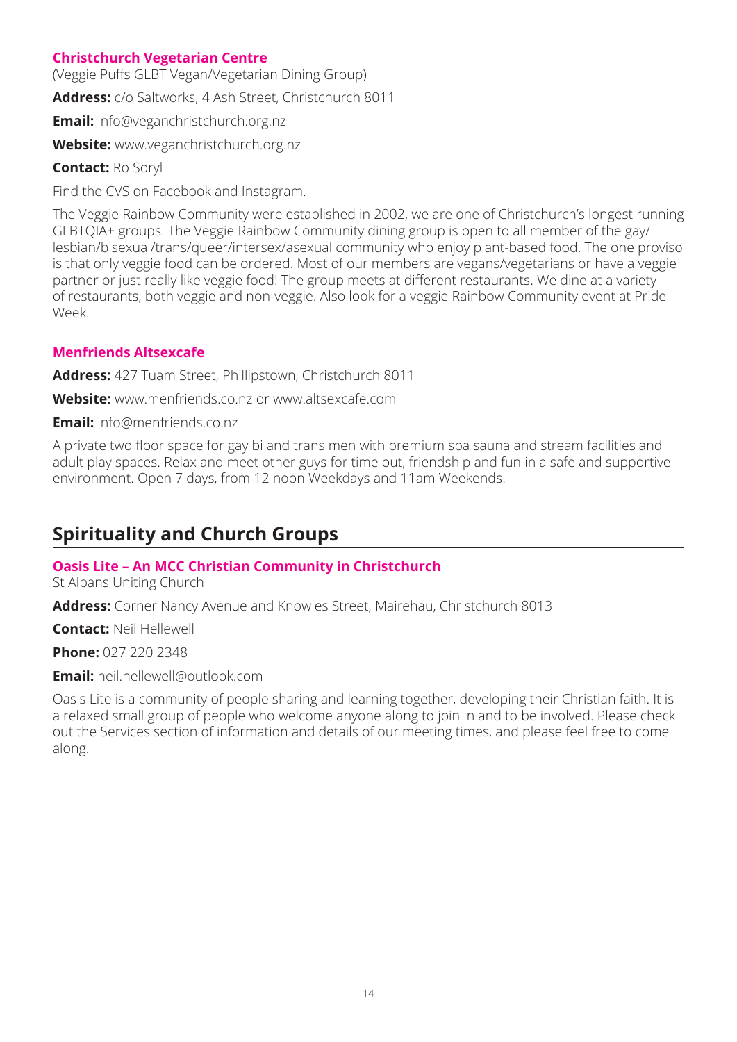### Christchurch Vegetarian Centre

(Veggie Puffs GLBT Vegan/Vegetarian Dining Group)

**Address:** c/o Saltworks, 4 Ash Street, Christchurch 8011

**Email:** info@veganchristchurch.org.nz

**Website:** www.veganchristchurch.org.nz

**Contact:** Ro Soryl

Find the CVS on Facebook and Instagram.

The Veggie Rainbow Community were established in 2002, we are one of Christchurch's longest running GLBTQIA+ groups. The Veggie Rainbow Community dining group is open to all member of the gay/lesbian/bisexual/trans/queer/intersex/asexual community who enjoy plant-based food. The one proviso is that only veggie food can be ordered. Most of our members are vegans/vegetarians or have a veggie partner or just really like veggie food! The group meets at different restaurants. We dine at a variety of restaurants, both veggie and non-veggie. Also look for a veggie Rainbow Community event at Pride Week.

### Menfriends Altsexcafe

**Address:** 427 Tuam Street, Phillipstown, Christchurch 8011

**Website:** www.menfriends.co.nz or www.altsexcafe.com

**Email:** info@menfriends.co.nz

A private two floor space for gay bi and trans men with premium spa sauna and stream facilities and adult play spaces. Relax and meet other guys for time out, friendship and fun in a safe and supportive environment. Open 7 days, from 12 noon Weekdays and 11am Weekends.

## Spirituality and Church Groups

### Oasis Lite – An MCC Christian Community in Christchurch

St Albans Uniting Church

**Address:** Corner Nancy Avenue and Knowles Street, Mairehau, Christchurch 8013

**Contact:** Neil Hellewell

**Phone:** 027 220 2348

**Email:** neil.hellewell@outlook.com

Oasis Lite is a community of people sharing and learning together, developing their Christian faith. It is a relaxed small group of people who welcome anyone along to join in and to be involved. Please check out the Services section of information and details of our meeting times, and please feel free to come along.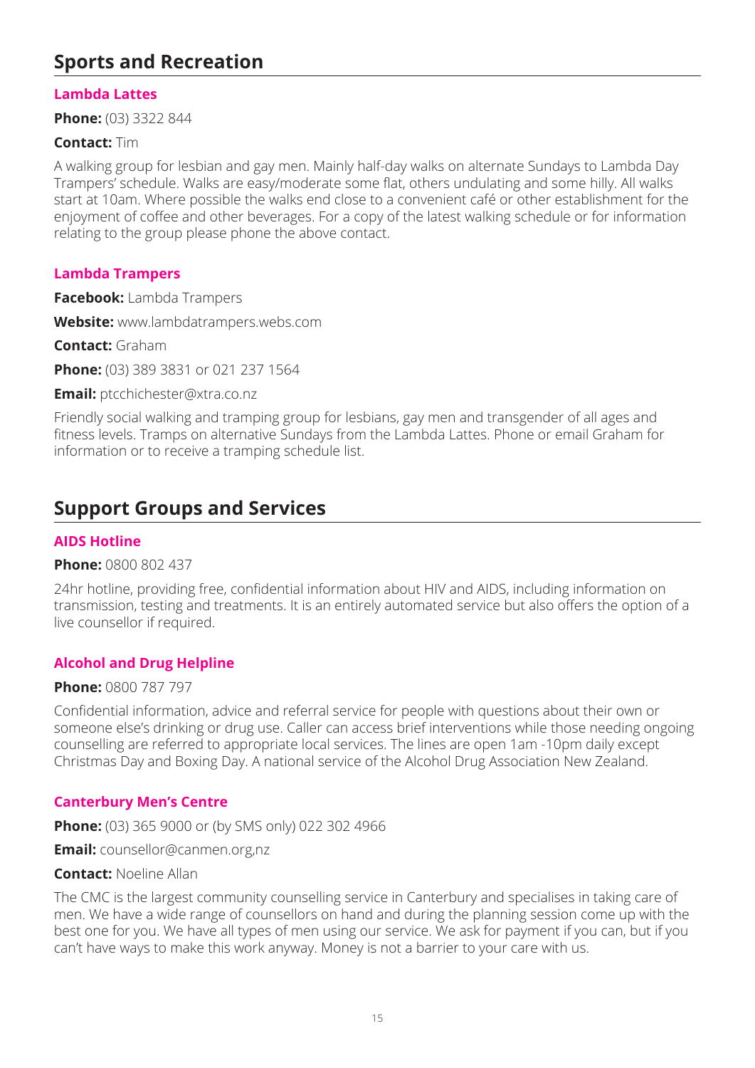## Sports and Recreation

### Lambda Lattes

**Phone:** (03) 3322 844

**Contact:** Tim

A walking group for lesbian and gay men. Mainly half-day walks on alternate Sundays to Lambda Day Trampers' schedule. Walks are easy/moderate some flat, others undulating and some hilly. All walks start at 10am. Where possible the walks end close to a convenient café or other establishment for the enjoyment of coffee and other beverages. For a copy of the latest walking schedule or for information relating to the group please phone the above contact.

### Lambda Trampers

**Facebook:** Lambda Trampers

**Website:** www.lambdatrampers.webs.com

**Contact:** Graham

**Phone:** (03) 389 3831 or 021 237 1564

**Email:** ptcchichester@xtra.co.nz

Friendly social walking and tramping group for lesbians, gay men and transgender of all ages and fitness levels. Tramps on alternative Sundays from the Lambda Lattes. Phone or email Graham for information or to receive a tramping schedule list.

## Support Groups and Services

### AIDS Hotline

**Phone:** 0800 802 437

24hr hotline, providing free, confidential information about HIV and AIDS, including information on transmission, testing and treatments. It is an entirely automated service but also offers the option of a live counsellor if required.

### Alcohol and Drug Helpline

**Phone:** 0800 787 797

Confidential information, advice and referral service for people with questions about their own or someone else's drinking or drug use. Caller can access brief interventions while those needing ongoing counselling are referred to appropriate local services. The lines are open 1am -10pm daily except Christmas Day and Boxing Day. A national service of the Alcohol Drug Association New Zealand.

### Canterbury Men's Centre

**Phone:** (03) 365 9000 or (by SMS only) 022 302 4966

**Email:** counsellor@canmen.org,nz

**Contact:** Noeline Allan

The CMC is the largest community counselling service in Canterbury and specialises in taking care of men. We have a wide range of counsellors on hand and during the planning session come up with the best one for you. We have all types of men using our service. We ask for payment if you can, but if you can't have ways to make this work anyway. Money is not a barrier to your care with us.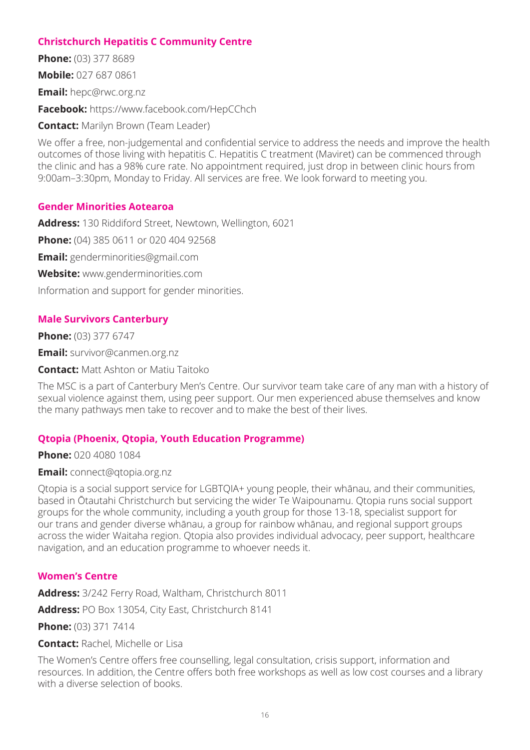### Christchurch Hepatitis C Community Centre

**Phone:** (03) 377 8689

**Mobile:** 027 687 0861

**Email:** hepc@rwc.org.nz

**Facebook:** https://www.facebook.com/HepCChch

**Contact:** Marilyn Brown (Team Leader)

We offer a free, non-judgemental and confidential service to address the needs and improve the health outcomes of those living with hepatitis C. Hepatitis C treatment (Maviret) can be commenced through the clinic and has a 98% cure rate. No appointment required, just drop in between clinic hours from 9:00am–3:30pm, Monday to Friday. All services are free. We look forward to meeting you.

### Gender Minorities Aotearoa

**Address:** 130 Riddiford Street, Newtown, Wellington, 6021

**Phone:** (04) 385 0611 or 020 404 92568

**Email:** genderminorities@gmail.com

**Website:** www.genderminorities.com

Information and support for gender minorities.

### Male Survivors Canterbury

**Phone:** (03) 377 6747

**Email:** survivor@canmen.org.nz

**Contact:** Matt Ashton or Matiu Taitoko

The MSC is a part of Canterbury Men's Centre. Our survivor team take care of any man with a history of sexual violence against them, using peer support. Our men experienced abuse themselves and know the many pathways men take to recover and to make the best of their lives.

### Qtopia (Phoenix, Qtopia, Youth Education Programme)

**Phone:** 020 4080 1084

**Email:** connect@qtopia.org.nz

Qtopia is a social support service for LGBTQIA+ young people, their whānau, and their communities, based in Ōtautahi Christchurch but servicing the wider Te Waipounamu. Qtopia runs social support groups for the whole community, including a youth group for those 13-18, specialist support for our trans and gender diverse whānau, a group for rainbow whānau, and regional support groups across the wider Waitaha region. Qtopia also provides individual advocacy, peer support, healthcare navigation, and an education programme to whoever needs it.

### Women's Centre

**Address:** 3/242 Ferry Road, Waltham, Christchurch 8011

**Address:** PO Box 13054, City East, Christchurch 8141

**Phone:** (03) 371 7414

**Contact:** Rachel, Michelle or Lisa

The Women's Centre offers free counselling, legal consultation, crisis support, information and resources. In addition, the Centre offers both free workshops as well as low cost courses and a library with a diverse selection of books.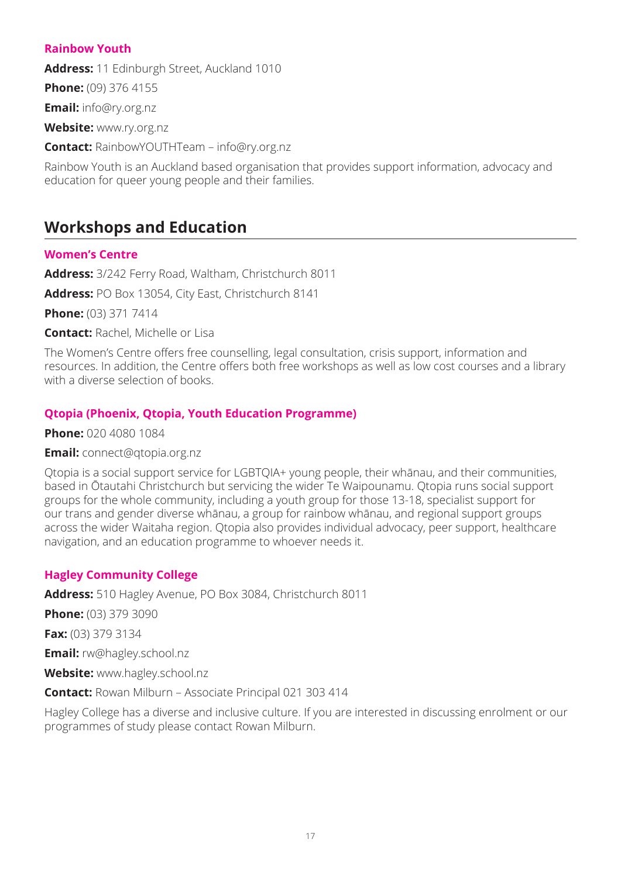### Rainbow Youth

**Address:** 11 Edinburgh Street, Auckland 1010

**Phone:** (09) 376 4155

**Email:** info@ry.org.nz

**Website:** www.ry.org.nz

**Contact:** RainbowYOUTHTeam – info@ry.org.nz

Rainbow Youth is an Auckland based organisation that provides support information, advocacy and education for queer young people and their families.

## Workshops and Education

### Women's Centre

**Address:** 3/242 Ferry Road, Waltham, Christchurch 8011

**Address:** PO Box 13054, City East, Christchurch 8141

**Phone:** (03) 371 7414

**Contact:** Rachel, Michelle or Lisa

The Women's Centre offers free counselling, legal consultation, crisis support, information and resources. In addition, the Centre offers both free workshops as well as low cost courses and a library with a diverse selection of books.

### Qtopia (Phoenix, Qtopia, Youth Education Programme)

**Phone:** 020 4080 1084

**Email:** connect@qtopia.org.nz

Qtopia is a social support service for LGBTQIA+ young people, their whānau, and their communities, based in Ōtautahi Christchurch but servicing the wider Te Waipounamu. Qtopia runs social support groups for the whole community, including a youth group for those 13-18, specialist support for our trans and gender diverse whānau, a group for rainbow whānau, and regional support groups across the wider Waitaha region. Qtopia also provides individual advocacy, peer support, healthcare navigation, and an education programme to whoever needs it.

### Hagley Community College

**Address:** 510 Hagley Avenue, PO Box 3084, Christchurch 8011

**Phone:** (03) 379 3090

**Fax:** (03) 379 3134

**Email:** rw@hagley.school.nz

**Website:** www.hagley.school.nz

**Contact:** Rowan Milburn – Associate Principal 021 303 414

Hagley College has a diverse and inclusive culture. If you are interested in discussing enrolment or our programmes of study please contact Rowan Milburn.